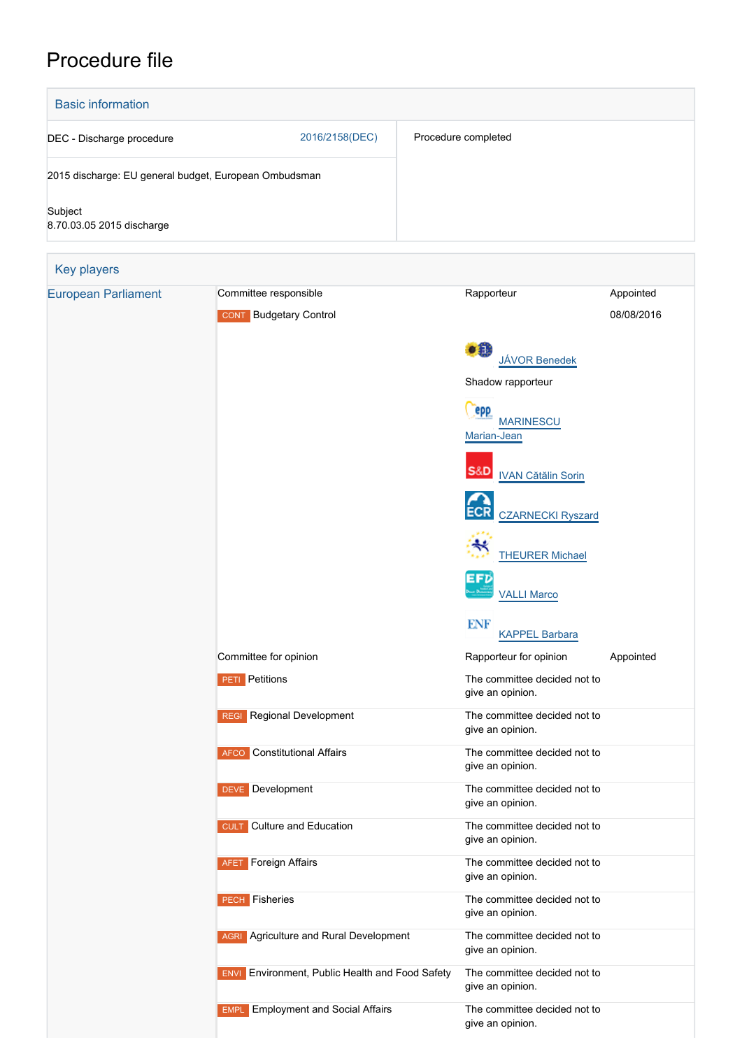# Procedure file

## Basic information

| | | |
|---|---|---|
| DEC - Discharge procedure | 2016/2158(DEC) | Procedure completed |
| 2015 discharge: EU general budget, European Ombudsman | | |
| Subject<br>8.70.03.05 2015 discharge | | |

## Key players

| European Parliament | Committee responsible | Rapporteur | Appointed |
|---|---|---|---|
| | CONT Budgetary Control | JÁVOR Benedek | 08/08/2016 |
| | | Shadow rapporteur | |
| | | MARINESCU Marian-Jean | |
| | | IVAN Cătălin Sorin | |
| | | CZARNECKI Ryszard | |
| | | THEURER Michael | |
| | | VALLI Marco | |
| | | KAPPEL Barbara | |
| | Committee for opinion | Rapporteur for opinion | Appointed |
| | PETI Petitions | The committee decided not to give an opinion. | |
| | REGI Regional Development | The committee decided not to give an opinion. | |
| | AFCO Constitutional Affairs | The committee decided not to give an opinion. | |
| | DEVE Development | The committee decided not to give an opinion. | |
| | CULT Culture and Education | The committee decided not to give an opinion. | |
| | AFET Foreign Affairs | The committee decided not to give an opinion. | |
| | PECH Fisheries | The committee decided not to give an opinion. | |
| | AGRI Agriculture and Rural Development | The committee decided not to give an opinion. | |
| | ENVI Environment, Public Health and Food Safety | The committee decided not to give an opinion. | |
| | EMPL Employment and Social Affairs | The committee decided not to give an opinion. | |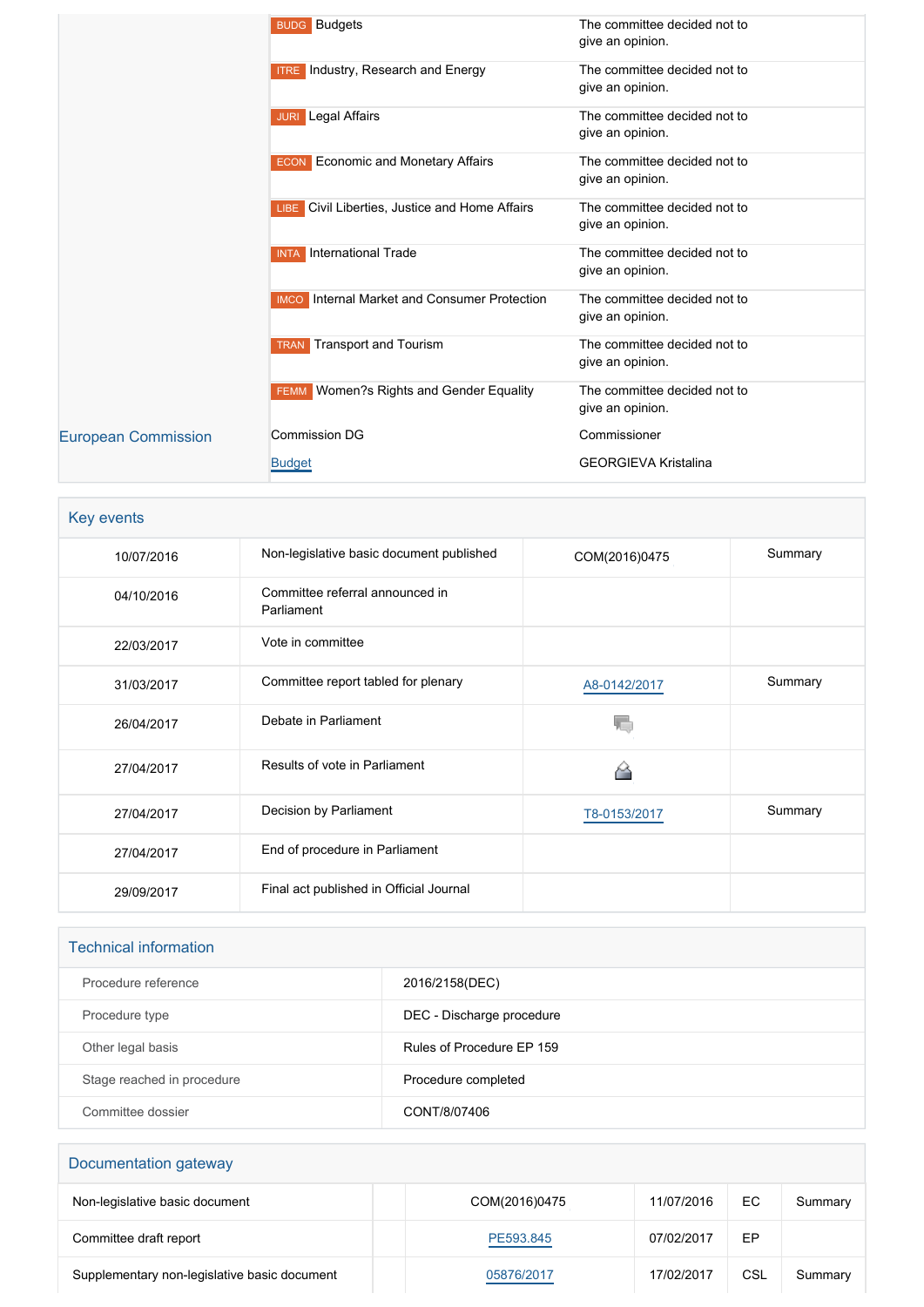| | | |
|---|---|---|
| | BUDG Budgets | The committee decided not to give an opinion. |
| | ITRE Industry, Research and Energy | The committee decided not to give an opinion. |
| | JURI Legal Affairs | The committee decided not to give an opinion. |
| | ECON Economic and Monetary Affairs | The committee decided not to give an opinion. |
| | LIBE Civil Liberties, Justice and Home Affairs | The committee decided not to give an opinion. |
| | INTA International Trade | The committee decided not to give an opinion. |
| | IMCO Internal Market and Consumer Protection | The committee decided not to give an opinion. |
| | TRAN Transport and Tourism | The committee decided not to give an opinion. |
| | FEMM Women?s Rights and Gender Equality | The committee decided not to give an opinion. |
| European Commission | Commission DG | Commissioner |
| | Budget | GEORGIEVA Kristalina |

## Key events

| | | | |
|---|---|---|---|
| 10/07/2016 | Non-legislative basic document published | COM(2016)0475 | Summary |
| 04/10/2016 | Committee referral announced in Parliament | | |
| 22/03/2017 | Vote in committee | | |
| 31/03/2017 | Committee report tabled for plenary | A8-0142/2017 | Summary |
| 26/04/2017 | Debate in Parliament | | |
| 27/04/2017 | Results of vote in Parliament | | |
| 27/04/2017 | Decision by Parliament | T8-0153/2017 | Summary |
| 27/04/2017 | End of procedure in Parliament | | |
| 29/09/2017 | Final act published in Official Journal | | |

## Technical information

| | |
|---|---|
| Procedure reference | 2016/2158(DEC) |
| Procedure type | DEC - Discharge procedure |
| Other legal basis | Rules of Procedure EP 159 |
| Stage reached in procedure | Procedure completed |
| Committee dossier | CONT/8/07406 |

## Documentation gateway

| | | | | | |
|---|---|---|---|---|---|
| Non-legislative basic document | | COM(2016)0475 | 11/07/2016 | EC | Summary |
| Committee draft report | | PE593.845 | 07/02/2017 | EP | |
| Supplementary non-legislative basic document | | 05876/2017 | 17/02/2017 | CSL | Summary |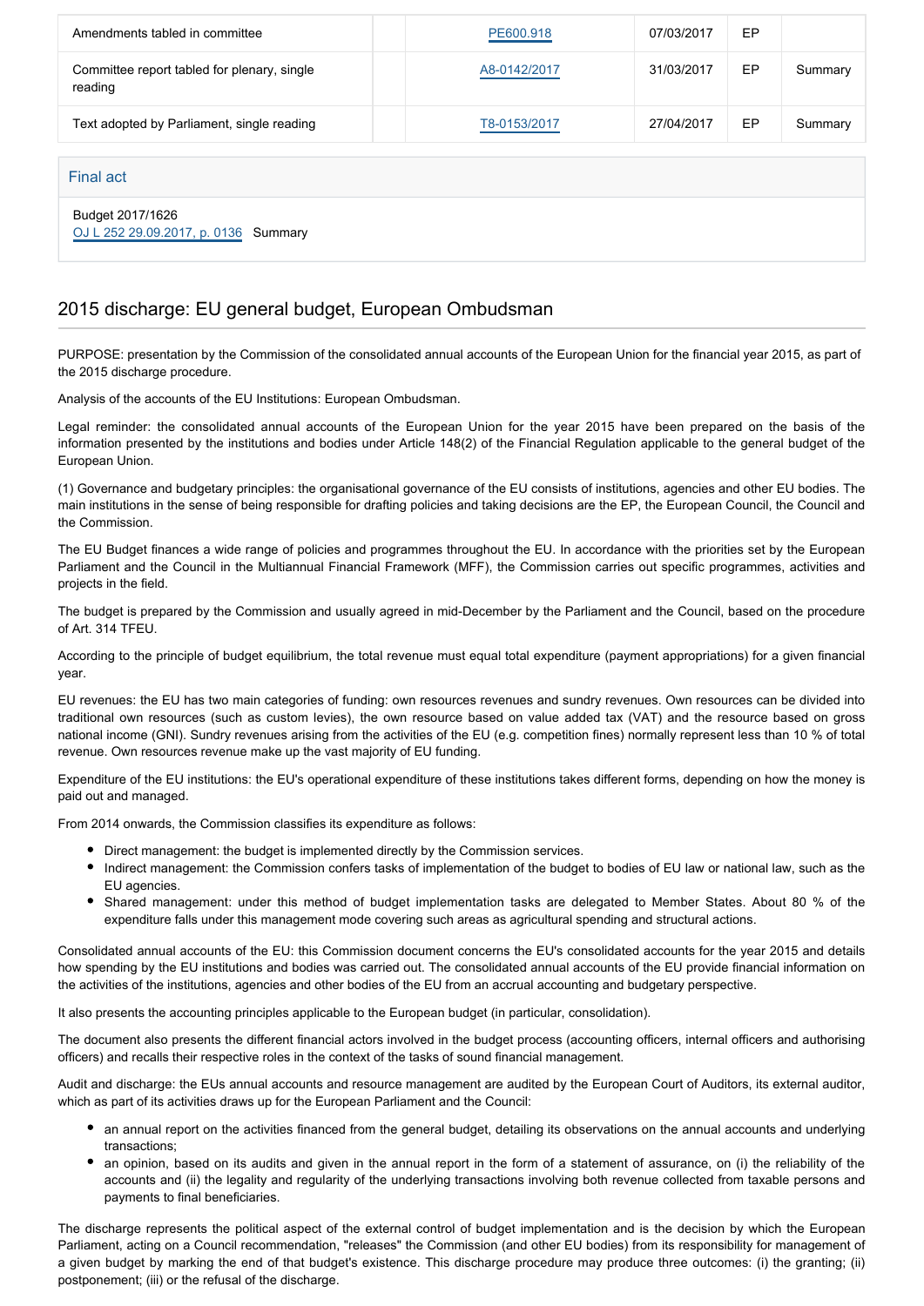| Amendments tabled in committee | | PE600.918 | 07/03/2017 | EP | |
|---|---|---|---|---|---|
| Committee report tabled for plenary, single reading | | A8-0142/2017 | 31/03/2017 | EP | Summary |
| Text adopted by Parliament, single reading | | T8-0153/2017 | 27/04/2017 | EP | Summary |

### Final act

Budget 2017/1626
OJ L 252 29.09.2017, p. 0136 Summary

## 2015 discharge: EU general budget, European Ombudsman

PURPOSE: presentation by the Commission of the consolidated annual accounts of the European Union for the financial year 2015, as part of the 2015 discharge procedure.

Analysis of the accounts of the EU Institutions: European Ombudsman.

Legal reminder: the consolidated annual accounts of the European Union for the year 2015 have been prepared on the basis of the information presented by the institutions and bodies under Article 148(2) of the Financial Regulation applicable to the general budget of the European Union.

(1) Governance and budgetary principles: the organisational governance of the EU consists of institutions, agencies and other EU bodies. The main institutions in the sense of being responsible for drafting policies and taking decisions are the EP, the European Council, the Council and the Commission.

The EU Budget finances a wide range of policies and programmes throughout the EU. In accordance with the priorities set by the European Parliament and the Council in the Multiannual Financial Framework (MFF), the Commission carries out specific programmes, activities and projects in the field.

The budget is prepared by the Commission and usually agreed in mid-December by the Parliament and the Council, based on the procedure of Art. 314 TFEU.

According to the principle of budget equilibrium, the total revenue must equal total expenditure (payment appropriations) for a given financial year.

EU revenues: the EU has two main categories of funding: own resources revenues and sundry revenues. Own resources can be divided into traditional own resources (such as custom levies), the own resource based on value added tax (VAT) and the resource based on gross national income (GNI). Sundry revenues arising from the activities of the EU (e.g. competition fines) normally represent less than 10 % of total revenue. Own resources revenue make up the vast majority of EU funding.

Expenditure of the EU institutions: the EU's operational expenditure of these institutions takes different forms, depending on how the money is paid out and managed.

From 2014 onwards, the Commission classifies its expenditure as follows:

- Direct management: the budget is implemented directly by the Commission services.
- Indirect management: the Commission confers tasks of implementation of the budget to bodies of EU law or national law, such as the EU agencies.
- Shared management: under this method of budget implementation tasks are delegated to Member States. About 80 % of the expenditure falls under this management mode covering such areas as agricultural spending and structural actions.

Consolidated annual accounts of the EU: this Commission document concerns the EU's consolidated accounts for the year 2015 and details how spending by the EU institutions and bodies was carried out. The consolidated annual accounts of the EU provide financial information on the activities of the institutions, agencies and other bodies of the EU from an accrual accounting and budgetary perspective.

It also presents the accounting principles applicable to the European budget (in particular, consolidation).

The document also presents the different financial actors involved in the budget process (accounting officers, internal officers and authorising officers) and recalls their respective roles in the context of the tasks of sound financial management.

Audit and discharge: the EUs annual accounts and resource management are audited by the European Court of Auditors, its external auditor, which as part of its activities draws up for the European Parliament and the Council:

- an annual report on the activities financed from the general budget, detailing its observations on the annual accounts and underlying transactions;
- an opinion, based on its audits and given in the annual report in the form of a statement of assurance, on (i) the reliability of the accounts and (ii) the legality and regularity of the underlying transactions involving both revenue collected from taxable persons and payments to final beneficiaries.

The discharge represents the political aspect of the external control of budget implementation and is the decision by which the European Parliament, acting on a Council recommendation, "releases" the Commission (and other EU bodies) from its responsibility for management of a given budget by marking the end of that budget's existence. This discharge procedure may produce three outcomes: (i) the granting; (ii) postponement; (iii) or the refusal of the discharge.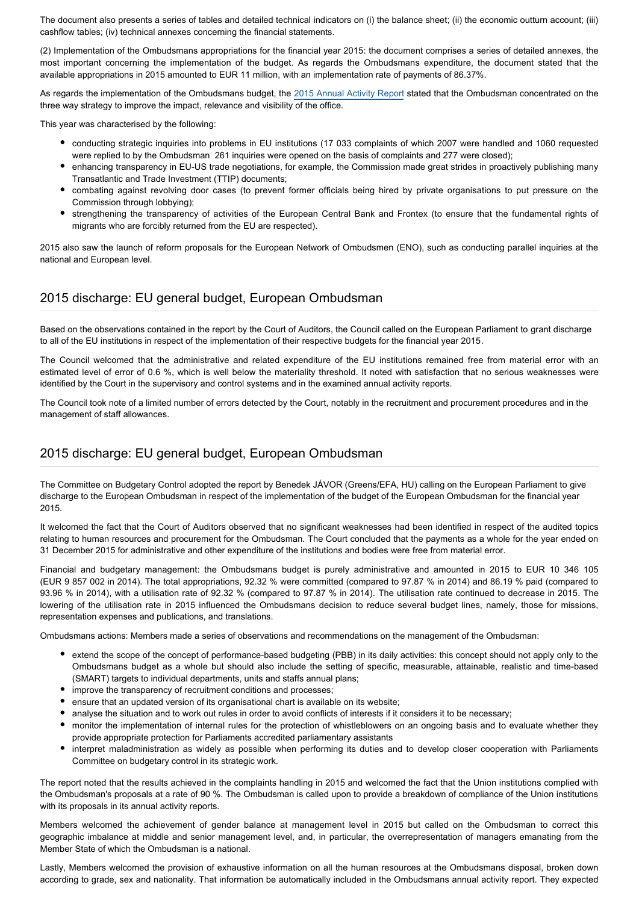The document also presents a series of tables and detailed technical indicators on (i) the balance sheet; (ii) the economic outturn account; (iii) cashflow tables; (iv) technical annexes concerning the financial statements.

(2) Implementation of the Ombudsmans appropriations for the financial year 2015: the document comprises a series of detailed annexes, the most important concerning the implementation of the budget. As regards the Ombudsmans expenditure, the document stated that the available appropriations in 2015 amounted to EUR 11 million, with an implementation rate of payments of 86.37%.

As regards the implementation of the Ombudsmans budget, the 2015 Annual Activity Report stated that the Ombudsman concentrated on the three way strategy to improve the impact, relevance and visibility of the office.

This year was characterised by the following:

- conducting strategic inquiries into problems in EU institutions (17 033 complaints of which 2007 were handled and 1060 requested were replied to by the Ombudsman 261 inquiries were opened on the basis of complaints and 277 were closed);
- enhancing transparency in EU-US trade negotiations, for example, the Commission made great strides in proactively publishing many Transatlantic and Trade Investment (TTIP) documents;
- combating against revolving door cases (to prevent former officials being hired by private organisations to put pressure on the Commission through lobbying);
- strengthening the transparency of activities of the European Central Bank and Frontex (to ensure that the fundamental rights of migrants who are forcibly returned from the EU are respected).

2015 also saw the launch of reform proposals for the European Network of Ombudsmen (ENO), such as conducting parallel inquiries at the national and European level.

## 2015 discharge: EU general budget, European Ombudsman

Based on the observations contained in the report by the Court of Auditors, the Council called on the European Parliament to grant discharge to all of the EU institutions in respect of the implementation of their respective budgets for the financial year 2015.

The Council welcomed that the administrative and related expenditure of the EU institutions remained free from material error with an estimated level of error of 0.6 %, which is well below the materiality threshold. It noted with satisfaction that no serious weaknesses were identified by the Court in the supervisory and control systems and in the examined annual activity reports.

The Council took note of a limited number of errors detected by the Court, notably in the recruitment and procurement procedures and in the management of staff allowances.

## 2015 discharge: EU general budget, European Ombudsman

The Committee on Budgetary Control adopted the report by Benedek JÁVOR (Greens/EFA, HU) calling on the European Parliament to give discharge to the European Ombudsman in respect of the implementation of the budget of the European Ombudsman for the financial year 2015.

It welcomed the fact that the Court of Auditors observed that no significant weaknesses had been identified in respect of the audited topics relating to human resources and procurement for the Ombudsman. The Court concluded that the payments as a whole for the year ended on 31 December 2015 for administrative and other expenditure of the institutions and bodies were free from material error.

Financial and budgetary management: the Ombudsmans budget is purely administrative and amounted in 2015 to EUR 10 346 105 (EUR 9 857 002 in 2014). The total appropriations, 92.32 % were committed (compared to 97.87 % in 2014) and 86.19 % paid (compared to 93.96 % in 2014), with a utilisation rate of 92.32 % (compared to 97.87 % in 2014). The utilisation rate continued to decrease in 2015. The lowering of the utilisation rate in 2015 influenced the Ombudsmans decision to reduce several budget lines, namely, those for missions, representation expenses and publications, and translations.

Ombudsmans actions: Members made a series of observations and recommendations on the management of the Ombudsman:

- extend the scope of the concept of performance-based budgeting (PBB) in its daily activities: this concept should not apply only to the Ombudsmans budget as a whole but should also include the setting of specific, measurable, attainable, realistic and time-based (SMART) targets to individual departments, units and staffs annual plans;
- improve the transparency of recruitment conditions and processes;
- ensure that an updated version of its organisational chart is available on its website;
- analyse the situation and to work out rules in order to avoid conflicts of interests if it considers it to be necessary;
- monitor the implementation of internal rules for the protection of whistleblowers on an ongoing basis and to evaluate whether they provide appropriate protection for Parliaments accredited parliamentary assistants
- interpret maladministration as widely as possible when performing its duties and to develop closer cooperation with Parliaments Committee on budgetary control in its strategic work.

The report noted that the results achieved in the complaints handling in 2015 and welcomed the fact that the Union institutions complied with the Ombudsman's proposals at a rate of 90 %. The Ombudsman is called upon to provide a breakdown of compliance of the Union institutions with its proposals in its annual activity reports.

Members welcomed the achievement of gender balance at management level in 2015 but called on the Ombudsman to correct this geographic imbalance at middle and senior management level, and, in particular, the overrepresentation of managers emanating from the Member State of which the Ombudsman is a national.

Lastly, Members welcomed the provision of exhaustive information on all the human resources at the Ombudsmans disposal, broken down according to grade, sex and nationality. That information be automatically included in the Ombudsmans annual activity report. They expected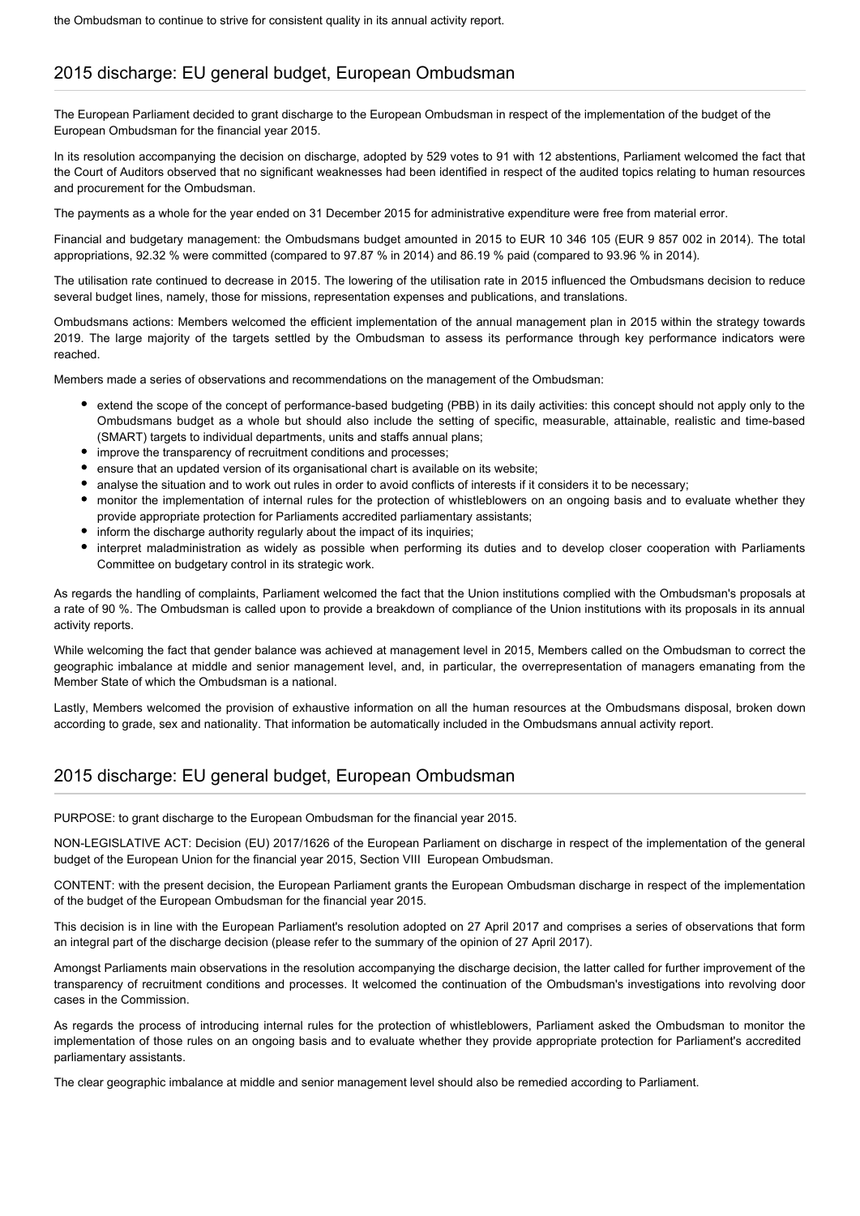the Ombudsman to continue to strive for consistent quality in its annual activity report.

## 2015 discharge: EU general budget, European Ombudsman

The European Parliament decided to grant discharge to the European Ombudsman in respect of the implementation of the budget of the European Ombudsman for the financial year 2015.

In its resolution accompanying the decision on discharge, adopted by 529 votes to 91 with 12 abstentions, Parliament welcomed the fact that the Court of Auditors observed that no significant weaknesses had been identified in respect of the audited topics relating to human resources and procurement for the Ombudsman.

The payments as a whole for the year ended on 31 December 2015 for administrative expenditure were free from material error.

Financial and budgetary management: the Ombudsmans budget amounted in 2015 to EUR 10 346 105 (EUR 9 857 002 in 2014). The total appropriations, 92.32 % were committed (compared to 97.87 % in 2014) and 86.19 % paid (compared to 93.96 % in 2014).

The utilisation rate continued to decrease in 2015. The lowering of the utilisation rate in 2015 influenced the Ombudsmans decision to reduce several budget lines, namely, those for missions, representation expenses and publications, and translations.

Ombudsmans actions: Members welcomed the efficient implementation of the annual management plan in 2015 within the strategy towards 2019. The large majority of the targets settled by the Ombudsman to assess its performance through key performance indicators were reached.

Members made a series of observations and recommendations on the management of the Ombudsman:

- extend the scope of the concept of performance-based budgeting (PBB) in its daily activities: this concept should not apply only to the Ombudsmans budget as a whole but should also include the setting of specific, measurable, attainable, realistic and time-based (SMART) targets to individual departments, units and staffs annual plans;
- improve the transparency of recruitment conditions and processes;
- ensure that an updated version of its organisational chart is available on its website;
- analyse the situation and to work out rules in order to avoid conflicts of interests if it considers it to be necessary;
- monitor the implementation of internal rules for the protection of whistleblowers on an ongoing basis and to evaluate whether they provide appropriate protection for Parliaments accredited parliamentary assistants;
- inform the discharge authority regularly about the impact of its inquiries;
- interpret maladministration as widely as possible when performing its duties and to develop closer cooperation with Parliaments Committee on budgetary control in its strategic work.

As regards the handling of complaints, Parliament welcomed the fact that the Union institutions complied with the Ombudsman's proposals at a rate of 90 %. The Ombudsman is called upon to provide a breakdown of compliance of the Union institutions with its proposals in its annual activity reports.

While welcoming the fact that gender balance was achieved at management level in 2015, Members called on the Ombudsman to correct the geographic imbalance at middle and senior management level, and, in particular, the overrepresentation of managers emanating from the Member State of which the Ombudsman is a national.

Lastly, Members welcomed the provision of exhaustive information on all the human resources at the Ombudsmans disposal, broken down according to grade, sex and nationality. That information be automatically included in the Ombudsmans annual activity report.

## 2015 discharge: EU general budget, European Ombudsman

PURPOSE: to grant discharge to the European Ombudsman for the financial year 2015.

NON-LEGISLATIVE ACT: Decision (EU) 2017/1626 of the European Parliament on discharge in respect of the implementation of the general budget of the European Union for the financial year 2015, Section VIII European Ombudsman.

CONTENT: with the present decision, the European Parliament grants the European Ombudsman discharge in respect of the implementation of the budget of the European Ombudsman for the financial year 2015.

This decision is in line with the European Parliament's resolution adopted on 27 April 2017 and comprises a series of observations that form an integral part of the discharge decision (please refer to the summary of the opinion of 27 April 2017).

Amongst Parliaments main observations in the resolution accompanying the discharge decision, the latter called for further improvement of the transparency of recruitment conditions and processes. It welcomed the continuation of the Ombudsman's investigations into revolving door cases in the Commission.

As regards the process of introducing internal rules for the protection of whistleblowers, Parliament asked the Ombudsman to monitor the implementation of those rules on an ongoing basis and to evaluate whether they provide appropriate protection for Parliament's accredited parliamentary assistants.

The clear geographic imbalance at middle and senior management level should also be remedied according to Parliament.